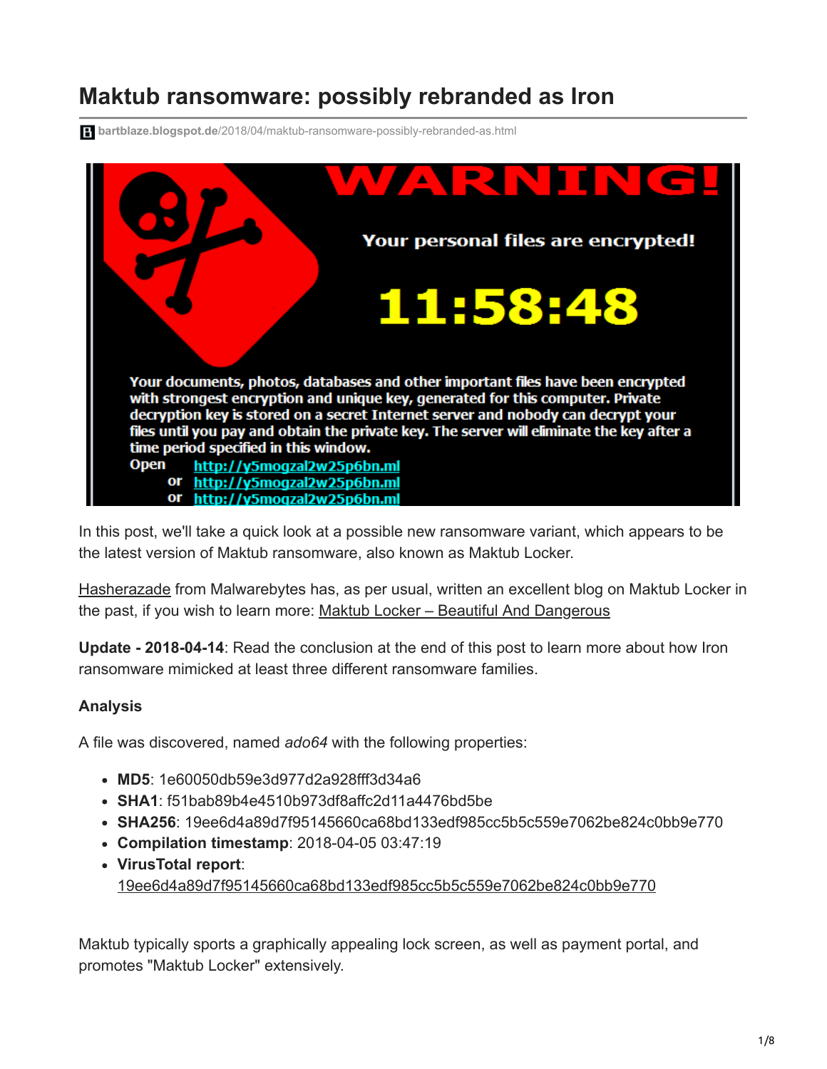# Maktub ransomware: possibly rebranded as Iron

bartblaze.blogspot.de/2018/04/maktub-ransomware-possibly-rebranded-as.html

WARNING!

Your personal files are encrypted!

11:58:48

Your documents, photos, databases and other important files have been encrypted with strongest encryption and unique key, generated for this computer. Private decryption key is stored on a secret Internet server and nobody can decrypt your files until you pay and obtain the private key. The server will eliminate the key after a time period specified in this window.

Open http://y5mogzal2w25p6bn.ml
or http://y5mogzal2w25p6bn.ml
or http://y5mogzal2w25p6bn.ml

In this post, we'll take a quick look at a possible new ransomware variant, which appears to be the latest version of Maktub ransomware, also known as Maktub Locker.

Hasherazade from Malwarebytes has, as per usual, written an excellent blog on Maktub Locker in the past, if you wish to learn more: Maktub Locker – Beautiful And Dangerous

**Update - 2018-04-14**: Read the conclusion at the end of this post to learn more about how Iron ransomware mimicked at least three different ransomware families.

### Analysis

A file was discovered, named *ado64* with the following properties:

- **MD5**: 1e60050db59e3d977d2a928fff3d34a6
- **SHA1**: f51bab89b4e4510b973df8affc2d11a4476bd5be
- **SHA256**: 19ee6d4a89d7f95145660ca68bd133edf985cc5b5c559e7062be824c0bb9e770
- **Compilation timestamp**: 2018-04-05 03:47:19
- **VirusTotal report**: 19ee6d4a89d7f95145660ca68bd133edf985cc5b5c559e7062be824c0bb9e770

Maktub typically sports a graphically appealing lock screen, as well as payment portal, and promotes "Maktub Locker" extensively.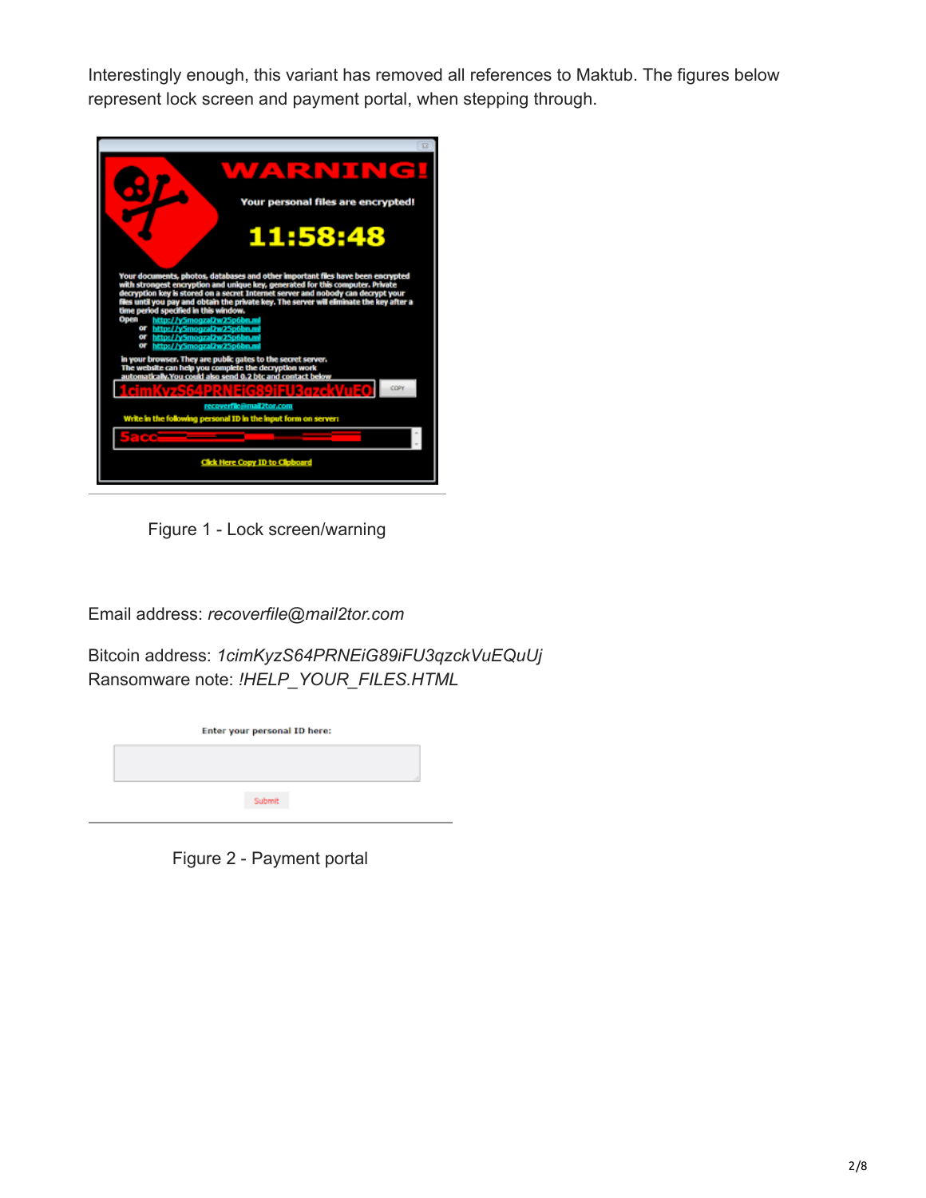Interestingly enough, this variant has removed all references to Maktub. The figures below represent lock screen and payment portal, when stepping through.

Figure 1 - Lock screen/warning

Email address: *recoverfile@mail2tor.com*

Bitcoin address: *1cimKyzS64PRNEiG89iFU3qzckVuEQuUj*
Ransomware note: *!HELP_YOUR_FILES.HTML*

Figure 2 - Payment portal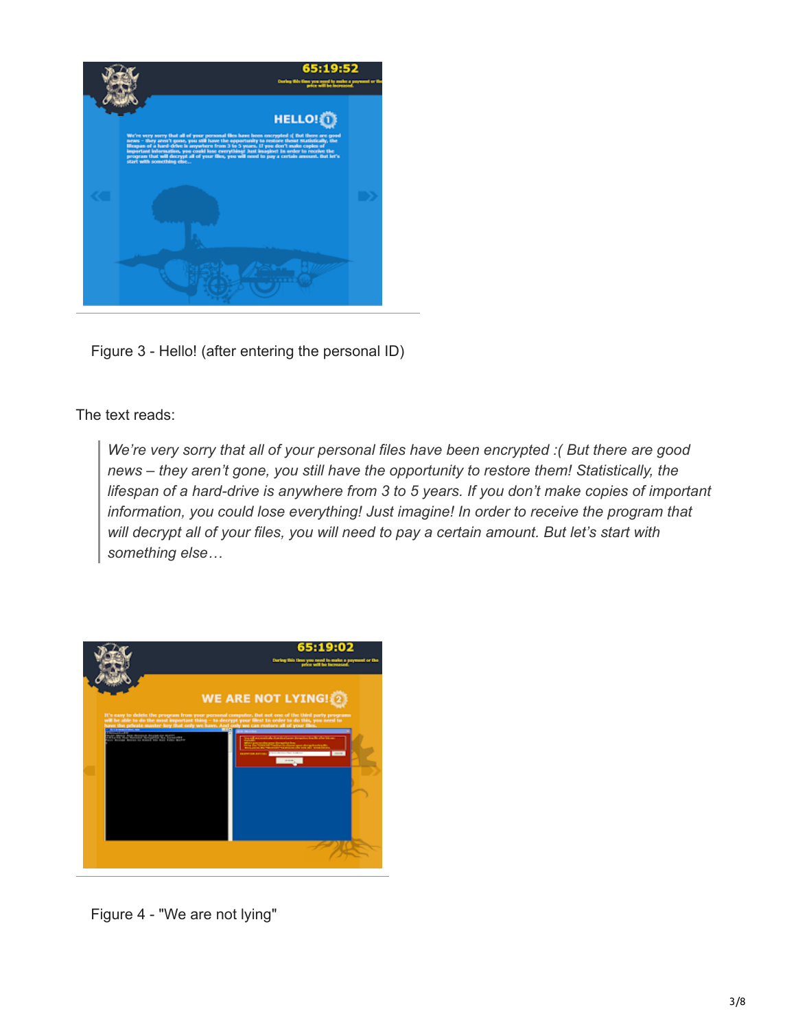Figure 3 - Hello! (after entering the personal ID)

The text reads:

> *We're very sorry that all of your personal files have been encrypted :( But there are good news – they aren't gone, you still have the opportunity to restore them! Statistically, the lifespan of a hard-drive is anywhere from 3 to 5 years. If you don't make copies of important information, you could lose everything! Just imagine! In order to receive the program that will decrypt all of your files, you will need to pay a certain amount. But let's start with something else…*

Figure 4 - "We are not lying"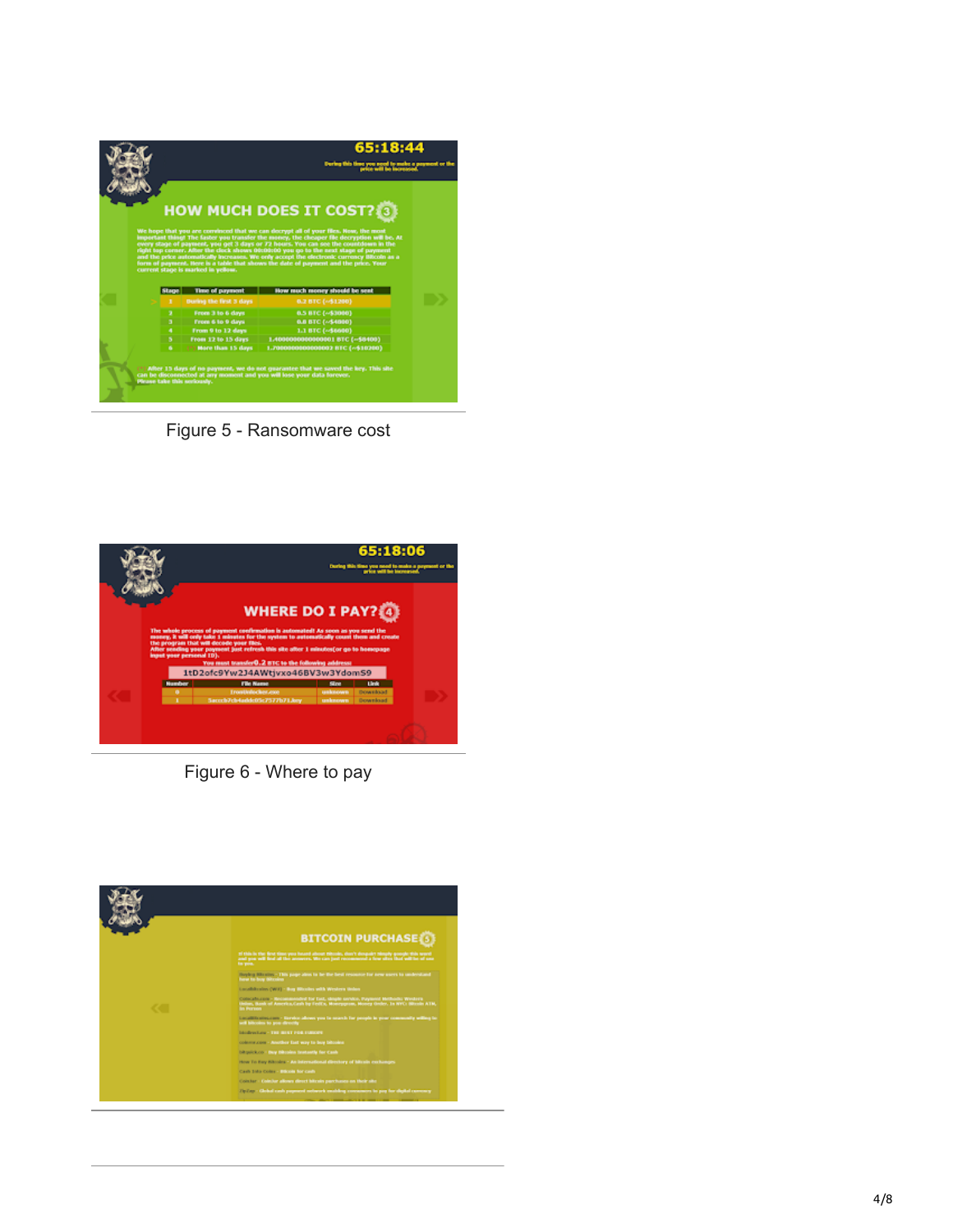Figure 5 - Ransomware cost

Figure 6 - Where to pay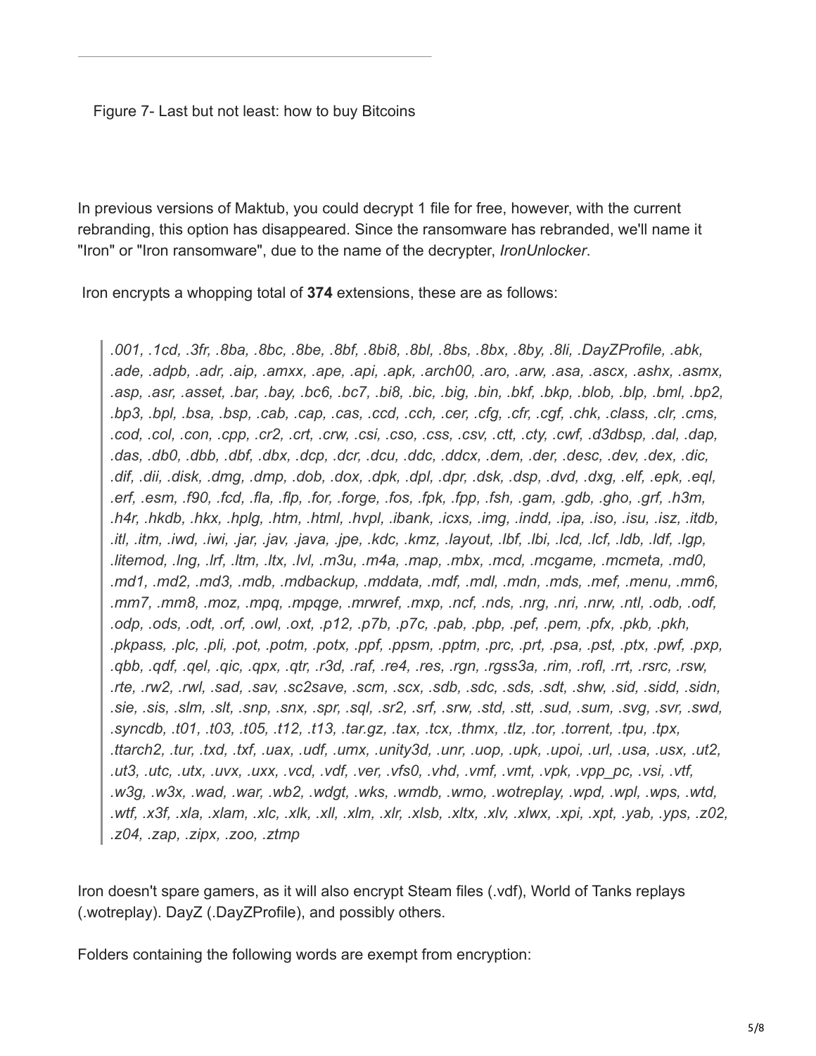Figure 7- Last but not least: how to buy Bitcoins

In previous versions of Maktub, you could decrypt 1 file for free, however, with the current rebranding, this option has disappeared. Since the ransomware has rebranded, we'll name it "Iron" or "Iron ransomware", due to the name of the decrypter, *IronUnlocker*.

Iron encrypts a whopping total of **374** extensions, these are as follows:

> *.001, .1cd, .3fr, .8ba, .8bc, .8be, .8bf, .8bi8, .8bl, .8bs, .8bx, .8by, .8li, .DayZProfile, .abk, .ade, .adpb, .adr, .aip, .amxx, .ape, .api, .apk, .arch00, .aro, .arw, .asa, .ascx, .ashx, .asmx, .asp, .asr, .asset, .bar, .bay, .bc6, .bc7, .bi8, .bic, .big, .bin, .bkf, .bkp, .blob, .blp, .bml, .bp2, .bp3, .bpl, .bsa, .bsp, .cab, .cap, .cas, .ccd, .cch, .cer, .cfg, .cfr, .cgf, .chk, .class, .clr, .cms, .cod, .col, .con, .cpp, .cr2, .crt, .crw, .csi, .cso, .css, .csv, .ctt, .cty, .cwf, .d3dbsp, .dal, .dap, .das, .db0, .dbb, .dbf, .dbx, .dcp, .dcr, .dcu, .ddc, .ddcx, .dem, .der, .desc, .dev, .dex, .dic, .dif, .dii, .disk, .dmg, .dmp, .dob, .dox, .dpk, .dpl, .dpr, .dsk, .dsp, .dvd, .dxg, .elf, .epk, .eql, .erf, .esm, .f90, .fcd, .fla, .flp, .for, .forge, .fos, .fpk, .fpp, .fsh, .gam, .gdb, .gho, .grf, .h3m, .h4r, .hkdb, .hkx, .hplg, .htm, .html, .hvpl, .ibank, .icxs, .img, .indd, .ipa, .iso, .isu, .isz, .itdb, .itl, .itm, .iwd, .iwi, .jar, .jav, .java, .jpe, .kdc, .kmz, .layout, .lbf, .lbi, .lcd, .lcf, .ldb, .ldf, .lgp, .litemod, .lng, .lrf, .ltm, .ltx, .lvl, .m3u, .m4a, .map, .mbx, .mcd, .mcgame, .mcmeta, .md0, .md1, .md2, .md3, .mdb, .mdbackup, .mddata, .mdf, .mdl, .mdn, .mds, .mef, .menu, .mm6, .mm7, .mm8, .moz, .mpq, .mpqge, .mrwref, .mxp, .ncf, .nds, .nrg, .nri, .nrw, .ntl, .odb, .odf, .odp, .ods, .odt, .orf, .owl, .oxt, .p12, .p7b, .p7c, .pab, .pbp, .pef, .pem, .pfx, .pkb, .pkh, .pkpass, .plc, .pli, .pot, .potm, .potx, .ppf, .ppsm, .pptm, .prc, .prt, .psa, .pst, .ptx, .pwf, .pxp, .qbb, .qdf, .qel, .qic, .qpx, .qtr, .r3d, .raf, .re4, .res, .rgn, .rgss3a, .rim, .rofl, .rrt, .rsrc, .rsw, .rte, .rw2, .rwl, .sad, .sav, .sc2save, .scm, .scx, .sdb, .sdc, .sds, .sdt, .shw, .sid, .sidd, .sidn, .sie, .sis, .slm, .slt, .snp, .snx, .spr, .sql, .sr2, .srf, .srw, .std, .stt, .sud, .sum, .svg, .svr, .swd, .syncdb, .t01, .t03, .t05, .t12, .t13, .tar.gz, .tax, .tcx, .thmx, .tlz, .tor, .torrent, .tpu, .tpx, .ttarch2, .tur, .txd, .txf, .uax, .udf, .umx, .unity3d, .unr, .uop, .upk, .upoi, .url, .usa, .usx, .ut2, .ut3, .utc, .utx, .uvx, .uxx, .vcd, .vdf, .ver, .vfs0, .vhd, .vmf, .vmt, .vpk, .vpp_pc, .vsi, .vtf, .w3g, .w3x, .wad, .war, .wb2, .wdgt, .wks, .wmdb, .wmo, .wotreplay, .wpd, .wpl, .wps, .wtd, .wtf, .x3f, .xla, .xlam, .xlc, .xlk, .xll, .xlm, .xlr, .xlsb, .xltx, .xlv, .xlwx, .xpi, .xpt, .yab, .yps, .z02, .z04, .zap, .zipx, .zoo, .ztmp*

Iron doesn't spare gamers, as it will also encrypt Steam files (.vdf), World of Tanks replays (.wotreplay). DayZ (.DayZProfile), and possibly others.

Folders containing the following words are exempt from encryption: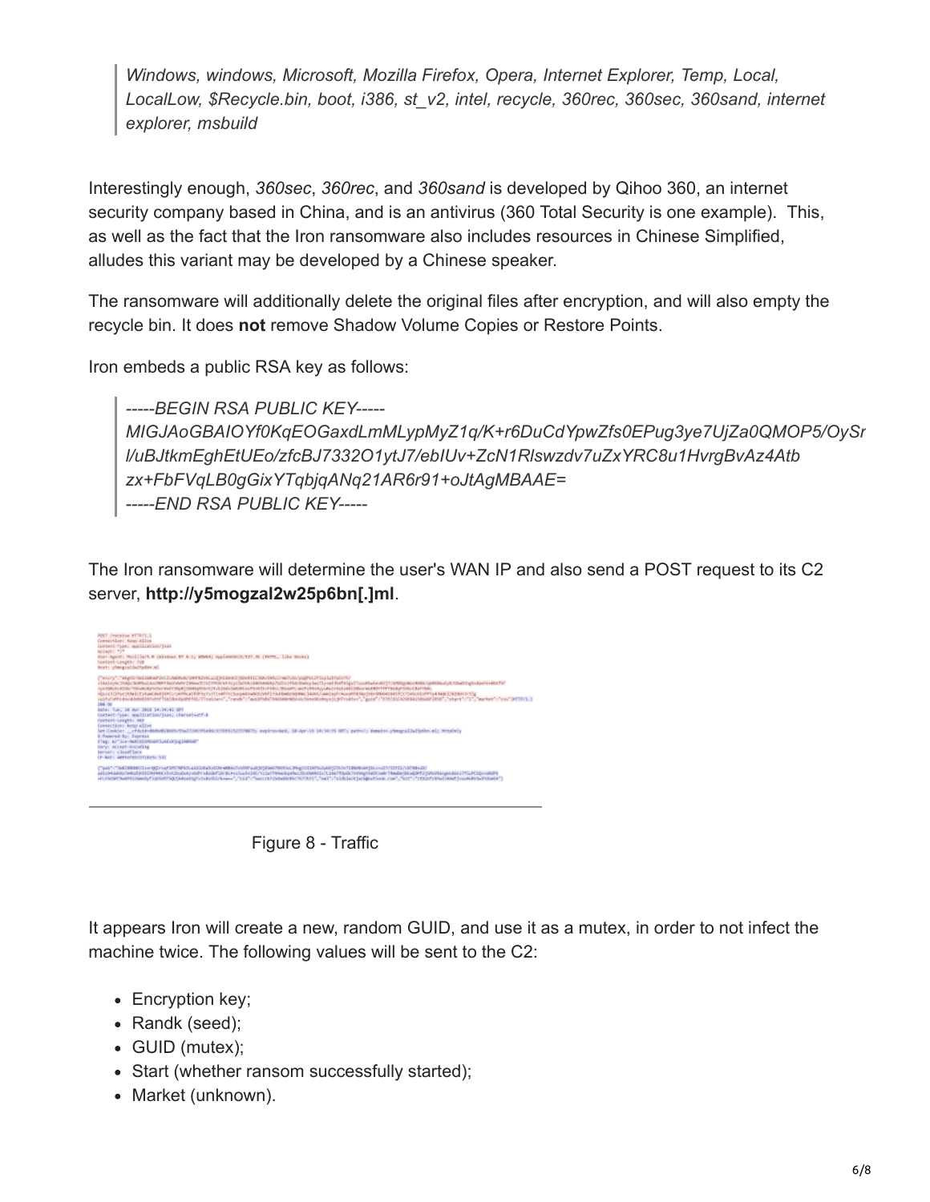> *Windows, windows, Microsoft, Mozilla Firefox, Opera, Internet Explorer, Temp, Local, LocalLow, $Recycle.bin, boot, i386, st_v2, intel, recycle, 360rec, 360sec, 360sand, internet explorer, msbuild*

Interestingly enough, *360sec*, *360rec*, and *360sand* is developed by Qihoo 360, an internet security company based in China, and is an antivirus (360 Total Security is one example). This, as well as the fact that the Iron ransomware also includes resources in Chinese Simplified, alludes this variant may be developed by a Chinese speaker.

The ransomware will additionally delete the original files after encryption, and will also empty the recycle bin. It does **not** remove Shadow Volume Copies or Restore Points.

Iron embeds a public RSA key as follows:

> *-----BEGIN RSA PUBLIC KEY-----*
> *MIGJAoGBAIOYf0KqEOGaxdLmMLypMyZ1q/K+r6DuCdYpwZfs0EPug3ye7UjZa0QMOP5/OySrl/uBJtkmEghEtUEo/zfcBJ7332O1ytJ7/ebIUv+ZcN1Rlswzdv7uZxYRC8u1HvrgBvAz4Atbzx+FbFVqLB0gGixYTqbjqANq21AR6r91+oJtAgMBAAE=*
> *-----END RSA PUBLIC KEY-----*

The Iron ransomware will determine the user's WAN IP and also send a POST request to its C2 server, **http://y5mogzal2w25p6bn[.]ml**.

Figure 8 - Traffic

It appears Iron will create a new, random GUID, and use it as a mutex, in order to not infect the machine twice. The following values will be sent to the C2:

- Encryption key;
- Randk (seed);
- GUID (mutex);
- Start (whether ransom successfully started);
- Market (unknown).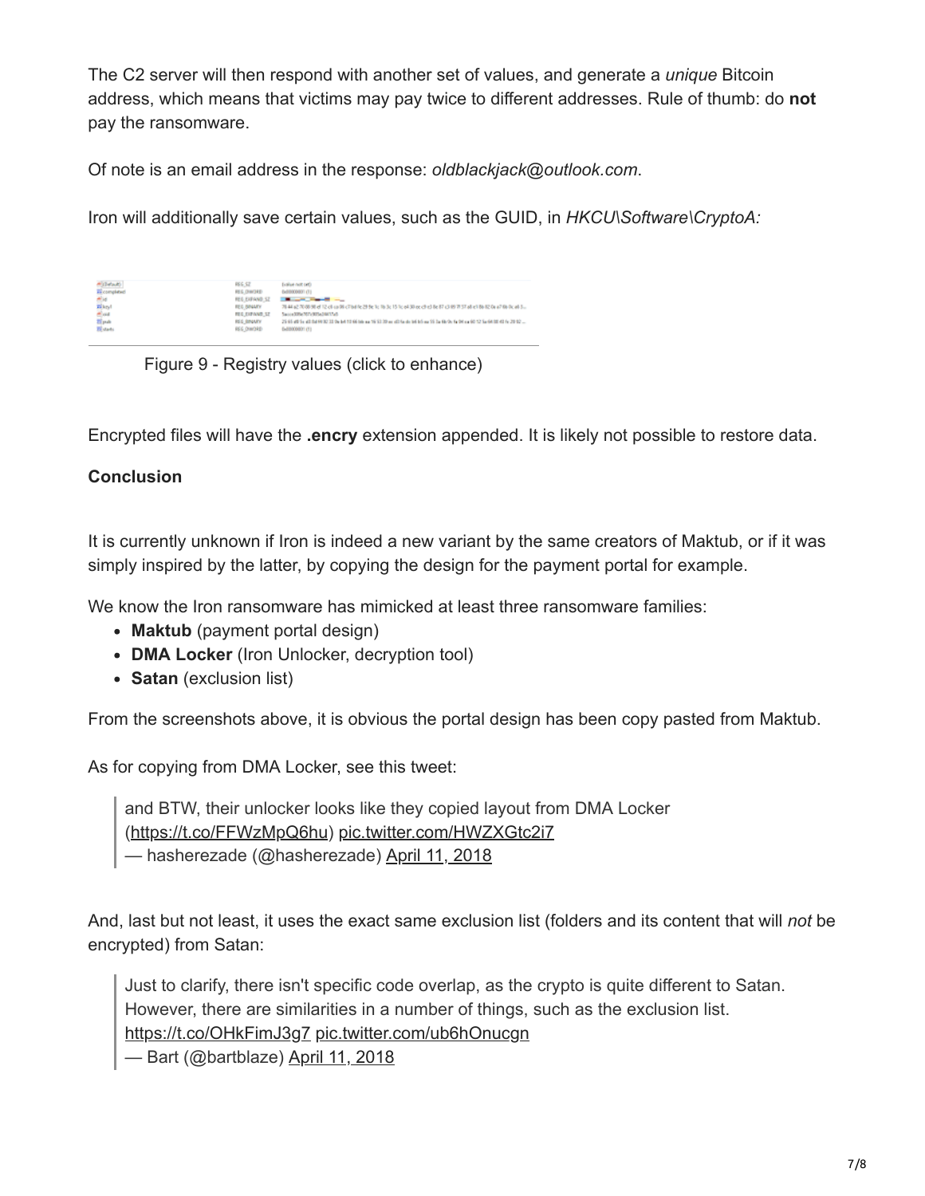The C2 server will then respond with another set of values, and generate a *unique* Bitcoin address, which means that victims may pay twice to different addresses. Rule of thumb: do **not** pay the ransomware.

Of note is an email address in the response: *oldblackjack@outlook.com*.

Iron will additionally save certain values, such as the GUID, in *HKCU\Software\CryptoA:*

Figure 9 - Registry values (click to enhance)

Encrypted files will have the **.encry** extension appended. It is likely not possible to restore data.

**Conclusion**

It is currently unknown if Iron is indeed a new variant by the same creators of Maktub, or if it was simply inspired by the latter, by copying the design for the payment portal for example.

We know the Iron ransomware has mimicked at least three ransomware families:

- **Maktub** (payment portal design)
- **DMA Locker** (Iron Unlocker, decryption tool)
- **Satan** (exclusion list)

From the screenshots above, it is obvious the portal design has been copy pasted from Maktub.

As for copying from DMA Locker, see this tweet:

> and BTW, their unlocker looks like they copied layout from DMA Locker (https://t.co/FFWzMpQ6hu) pic.twitter.com/HWZXGtc2i7
> — hasherezade (@hasherezade) April 11, 2018

And, last but not least, it uses the exact same exclusion list (folders and its content that will *not* be encrypted) from Satan:

> Just to clarify, there isn't specific code overlap, as the crypto is quite different to Satan. However, there are similarities in a number of things, such as the exclusion list. https://t.co/OHkFimJ3g7 pic.twitter.com/ub6hOnucgn
> — Bart (@bartblaze) April 11, 2018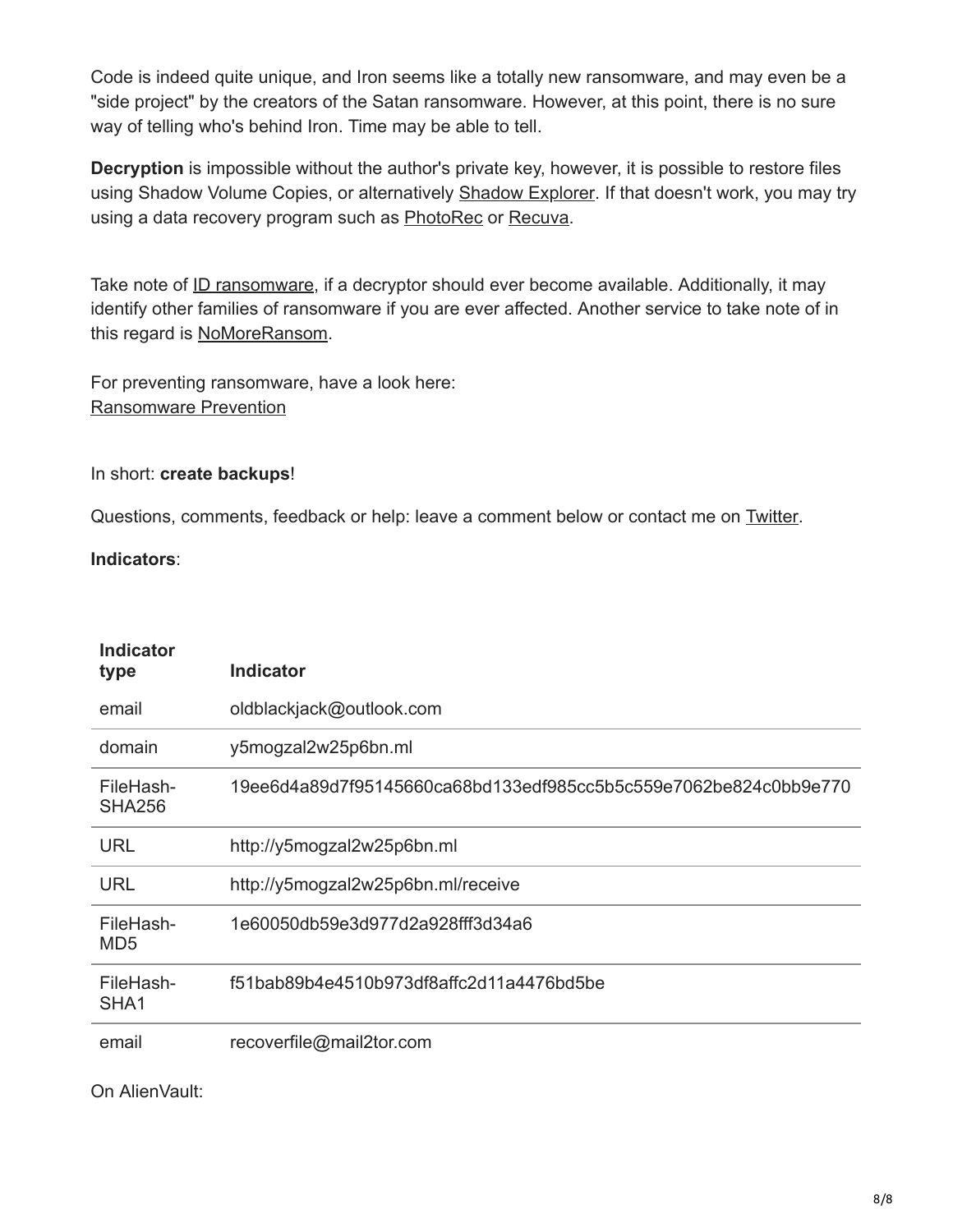Code is indeed quite unique, and Iron seems like a totally new ransomware, and may even be a "side project" by the creators of the Satan ransomware. However, at this point, there is no sure way of telling who's behind Iron. Time may be able to tell.

**Decryption** is impossible without the author's private key, however, it is possible to restore files using Shadow Volume Copies, or alternatively Shadow Explorer. If that doesn't work, you may try using a data recovery program such as PhotoRec or Recuva.

Take note of ID ransomware, if a decryptor should ever become available. Additionally, it may identify other families of ransomware if you are ever affected. Another service to take note of in this regard is NoMoreRansom.

For preventing ransomware, have a look here:
Ransomware Prevention

In short: **create backups**!

Questions, comments, feedback or help: leave a comment below or contact me on Twitter.

**Indicators**:

| Indicator type | Indicator |
| --- | --- |
| email | oldblackjack@outlook.com |
| domain | y5mogzal2w25p6bn.ml |
| FileHash-SHA256 | 19ee6d4a89d7f95145660ca68bd133edf985cc5b5c559e7062be824c0bb9e770 |
| URL | http://y5mogzal2w25p6bn.ml |
| URL | http://y5mogzal2w25p6bn.ml/receive |
| FileHash-MD5 | 1e60050db59e3d977d2a928fff3d34a6 |
| FileHash-SHA1 | f51bab89b4e4510b973df8affc2d11a4476bd5be |
| email | recoverfile@mail2tor.com |

On AlienVault: